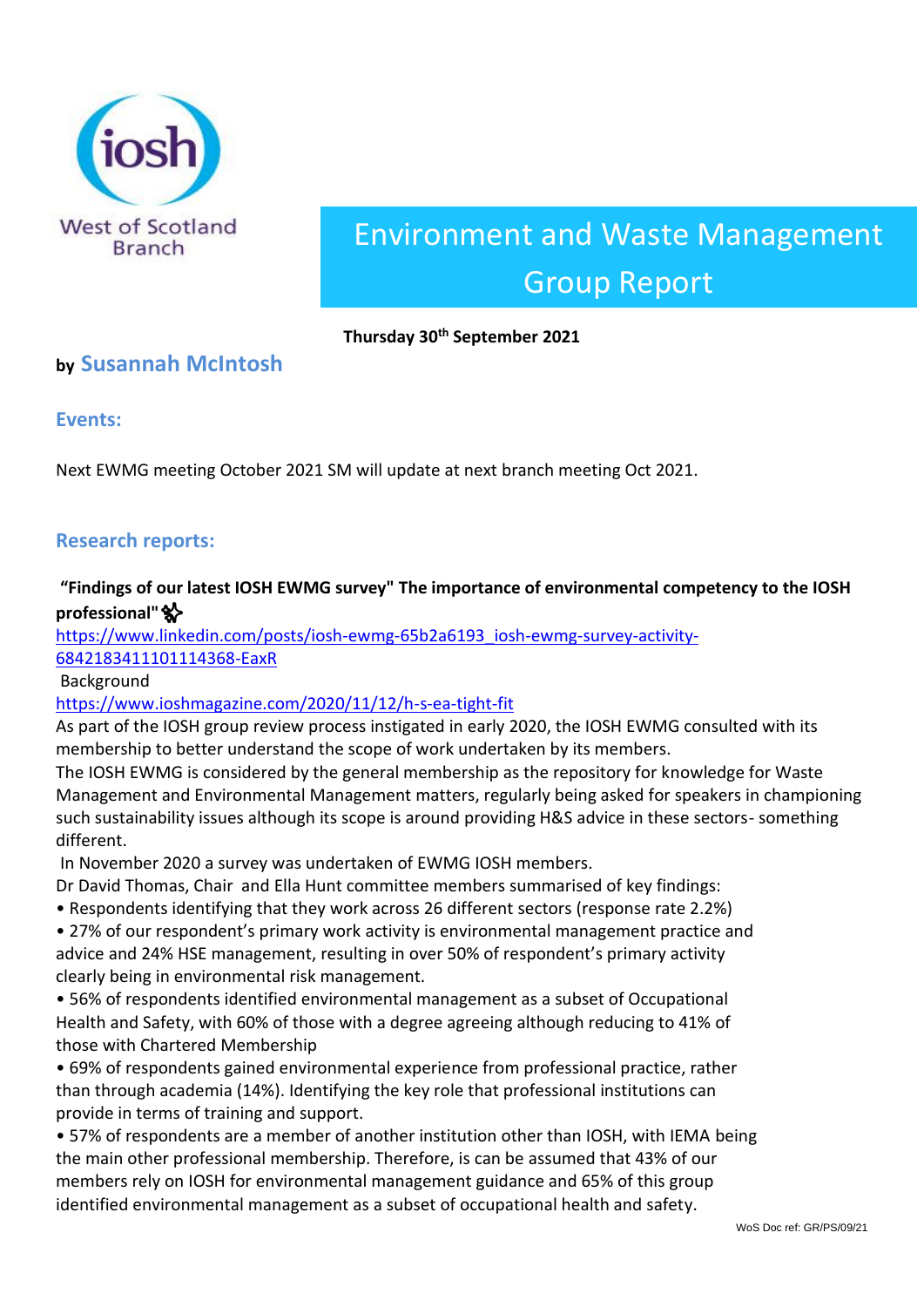iosh

West of Scotland Branch

# Environment and Waste Management Group Report

**Thursday 30th September 2021**

**by Susannah McIntosh**

## Events:

Next EWMG meeting October 2021 SM will update at next branch meeting Oct 2021.

## Research reports:

**"Findings of our latest IOSH EWMG survey" The importance of environmental competency to the IOSH professional"**

https://www.linkedin.com/posts/iosh-ewmg-65b2a6193_iosh-ewmg-survey-activity-6842183411101114368-EaxR

Background

https://www.ioshmagazine.com/2020/11/12/h-s-ea-tight-fit

As part of the IOSH group review process instigated in early 2020, the IOSH EWMG consulted with its membership to better understand the scope of work undertaken by its members.

The IOSH EWMG is considered by the general membership as the repository for knowledge for Waste Management and Environmental Management matters, regularly being asked for speakers in championing such sustainability issues although its scope is around providing H&S advice in these sectors- something different.

In November 2020 a survey was undertaken of EWMG IOSH members.

Dr David Thomas, Chair and Ella Hunt committee members summarised of key findings:

- Respondents identifying that they work across 26 different sectors (response rate 2.2%)
- 27% of our respondent's primary work activity is environmental management practice and advice and 24% HSE management, resulting in over 50% of respondent's primary activity clearly being in environmental risk management.
- 56% of respondents identified environmental management as a subset of Occupational Health and Safety, with 60% of those with a degree agreeing although reducing to 41% of those with Chartered Membership
- 69% of respondents gained environmental experience from professional practice, rather than through academia (14%). Identifying the key role that professional institutions can provide in terms of training and support.
- 57% of respondents are a member of another institution other than IOSH, with IEMA being the main other professional membership. Therefore, is can be assumed that 43% of our members rely on IOSH for environmental management guidance and 65% of this group identified environmental management as a subset of occupational health and safety.

WoS Doc ref: GR/PS/09/21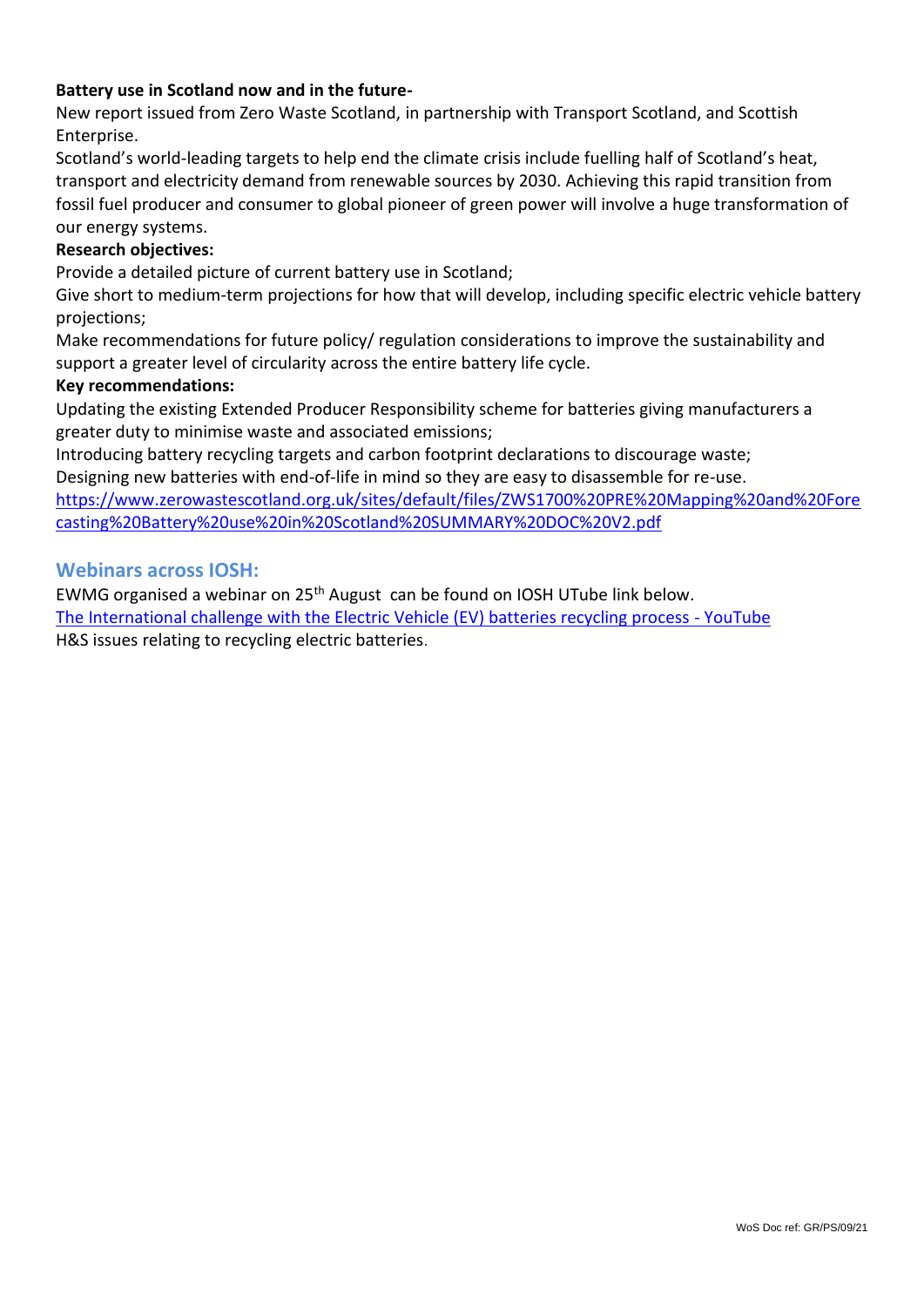**Battery use in Scotland now and in the future-**

New report issued from Zero Waste Scotland, in partnership with Transport Scotland, and Scottish Enterprise.

Scotland's world-leading targets to help end the climate crisis include fuelling half of Scotland's heat, transport and electricity demand from renewable sources by 2030. Achieving this rapid transition from fossil fuel producer and consumer to global pioneer of green power will involve a huge transformation of our energy systems.

**Research objectives:**

Provide a detailed picture of current battery use in Scotland;

Give short to medium-term projections for how that will develop, including specific electric vehicle battery projections;

Make recommendations for future policy/ regulation considerations to improve the sustainability and support a greater level of circularity across the entire battery life cycle.

**Key recommendations:**

Updating the existing Extended Producer Responsibility scheme for batteries giving manufacturers a greater duty to minimise waste and associated emissions;

Introducing battery recycling targets and carbon footprint declarations to discourage waste;

Designing new batteries with end-of-life in mind so they are easy to disassemble for re-use.

https://www.zerowastescotland.org.uk/sites/default/files/ZWS1700%20PRE%20Mapping%20and%20Forecasting%20Battery%20use%20in%20Scotland%20SUMMARY%20DOC%20V2.pdf

## Webinars across IOSH:

EWMG organised a webinar on 25th August can be found on IOSH UTube link below.

The International challenge with the Electric Vehicle (EV) batteries recycling process - YouTube

H&S issues relating to recycling electric batteries.

WoS Doc ref: GR/PS/09/21